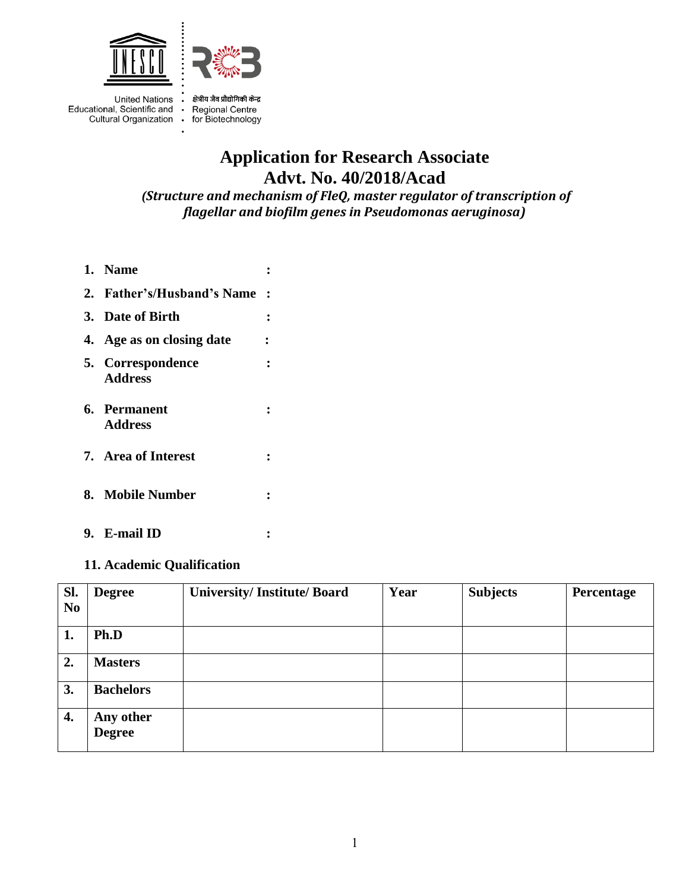United Nations Educational, Scientific and Cultural Organization

क्षेत्रीय जैव प्रौद्योगिकी केन्द्र
Regional Centre for Biotechnology

# Application for Research Associate
# Advt. No. 40/2018/Acad

***(Structure and mechanism of FleQ, master regulator of transcription of flagellar and biofilm genes in Pseudomonas aeruginosa)***

1. **Name** :
2. **Father's/Husband's Name** :
3. **Date of Birth** :
4. **Age as on closing date** :
5. **Correspondence Address** :
6. **Permanent Address** :
7. **Area of Interest** :
8. **Mobile Number** :
9. **E-mail ID** :

**11. Academic Qualification**

| Sl. No | Degree | University/ Institute/ Board | Year | Subjects | Percentage |
|---|---|---|---|---|---|
| 1. | Ph.D | | | | |
| 2. | Masters | | | | |
| 3. | Bachelors | | | | |
| 4. | Any other Degree | | | | |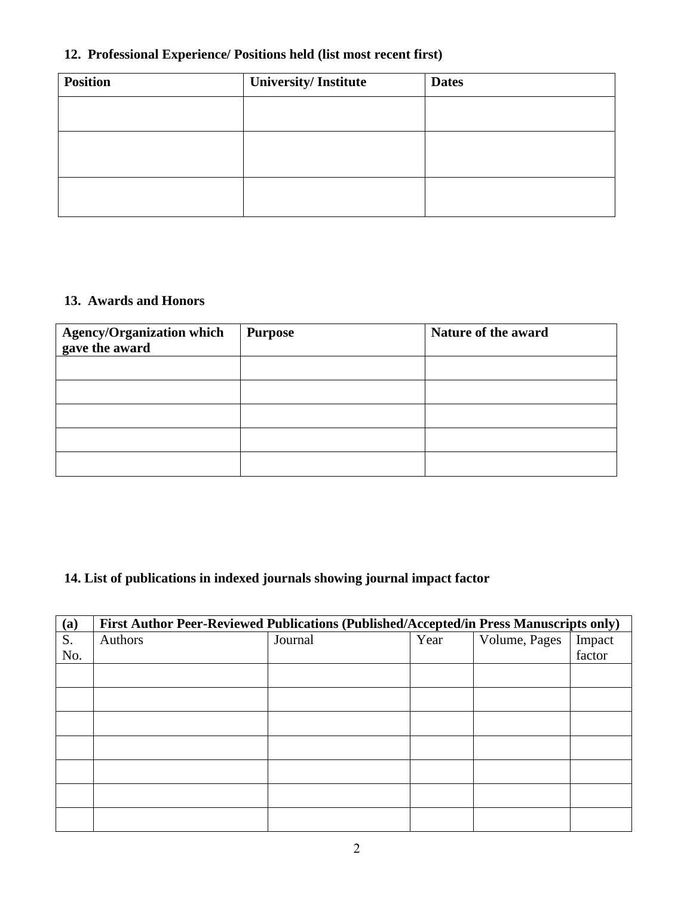**12. Professional Experience/ Positions held (list most recent first)**

| Position | University/ Institute | Dates |
|---|---|---|
| | | |
| | | |
| | | |

**13. Awards and Honors**

| Agency/Organization which gave the award | Purpose | Nature of the award |
|---|---|---|
| | | |
| | | |
| | | |
| | | |
| | | |

**14. List of publications in indexed journals showing journal impact factor**

| (a) | First Author Peer-Reviewed Publications (Published/Accepted/in Press Manuscripts only) | | | | |
|---|---|---|---|---|---|
| S. No. | Authors | Journal | Year | Volume, Pages | Impact factor |
| | | | | | |
| | | | | | |
| | | | | | |
| | | | | | |
| | | | | | |
| | | | | | |
| | | | | | |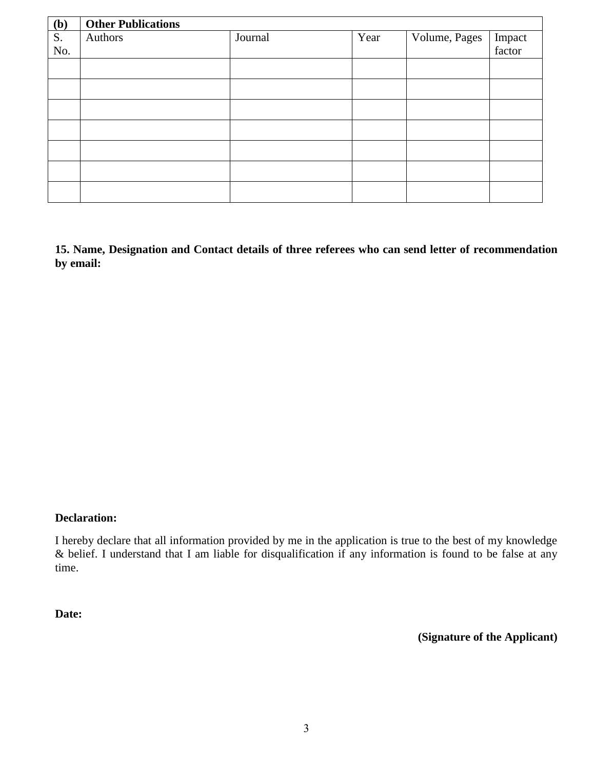| (b) | **Other Publications** | | | | |
|---|---|---|---|---|---|
| S. No. | Authors | Journal | Year | Volume, Pages | Impact factor |
| | | | | | |
| | | | | | |
| | | | | | |
| | | | | | |
| | | | | | |
| | | | | | |
| | | | | | |

**15. Name, Designation and Contact details of three referees who can send letter of recommendation by email:**

**Declaration:**

I hereby declare that all information provided by me in the application is true to the best of my knowledge & belief. I understand that I am liable for disqualification if any information is found to be false at any time.

**Date:**

**(Signature of the Applicant)**